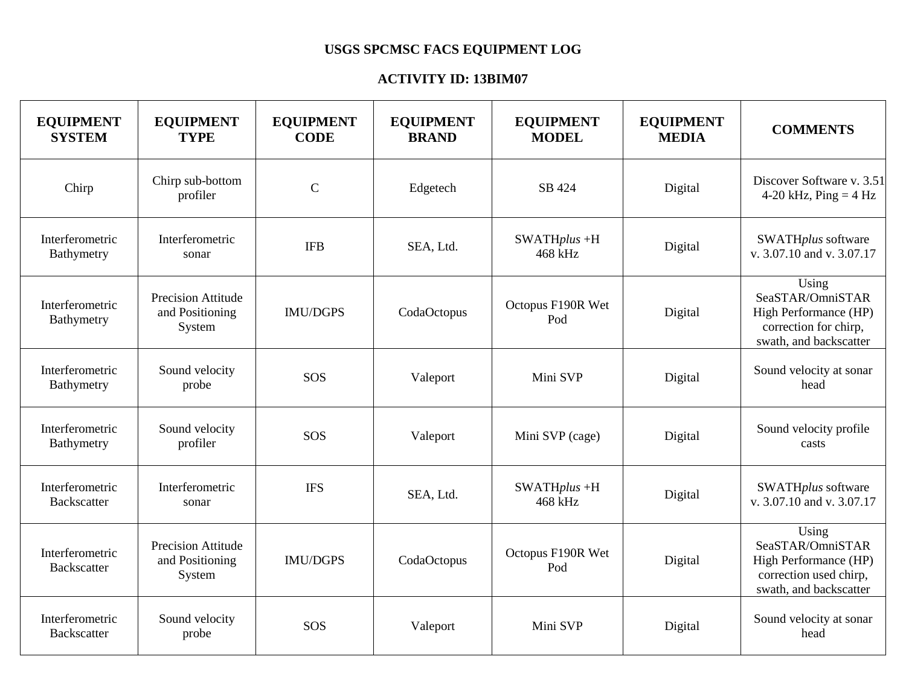# USGS SPCMSC FACS EQUIPMENT LOG

## ACTIVITY ID: 13BIM07

| EQUIPMENT SYSTEM | EQUIPMENT TYPE | EQUIPMENT CODE | EQUIPMENT BRAND | EQUIPMENT MODEL | EQUIPMENT MEDIA | COMMENTS |
|---|---|---|---|---|---|---|
| Chirp | Chirp sub-bottom profiler | C | Edgetech | SB 424 | Digital | Discover Software v. 3.51 4-20 kHz, Ping = 4 Hz |
| Interferometric Bathymetry | Interferometric sonar | IFB | SEA, Ltd. | SWATH*plus* +H 468 kHz | Digital | SWATH*plus* software v. 3.07.10 and v. 3.07.17 |
| Interferometric Bathymetry | Precision Attitude and Positioning System | IMU/DGPS | CodaOctopus | Octopus F190R Wet Pod | Digital | Using SeaSTAR/OmniSTAR High Performance (HP) correction for chirp, swath, and backscatter |
| Interferometric Bathymetry | Sound velocity probe | SOS | Valeport | Mini SVP | Digital | Sound velocity at sonar head |
| Interferometric Bathymetry | Sound velocity profiler | SOS | Valeport | Mini SVP (cage) | Digital | Sound velocity profile casts |
| Interferometric Backscatter | Interferometric sonar | IFS | SEA, Ltd. | SWATH*plus* +H 468 kHz | Digital | SWATH*plus* software v. 3.07.10 and v. 3.07.17 |
| Interferometric Backscatter | Precision Attitude and Positioning System | IMU/DGPS | CodaOctopus | Octopus F190R Wet Pod | Digital | Using SeaSTAR/OmniSTAR High Performance (HP) correction used chirp, swath, and backscatter |
| Interferometric Backscatter | Sound velocity probe | SOS | Valeport | Mini SVP | Digital | Sound velocity at sonar head |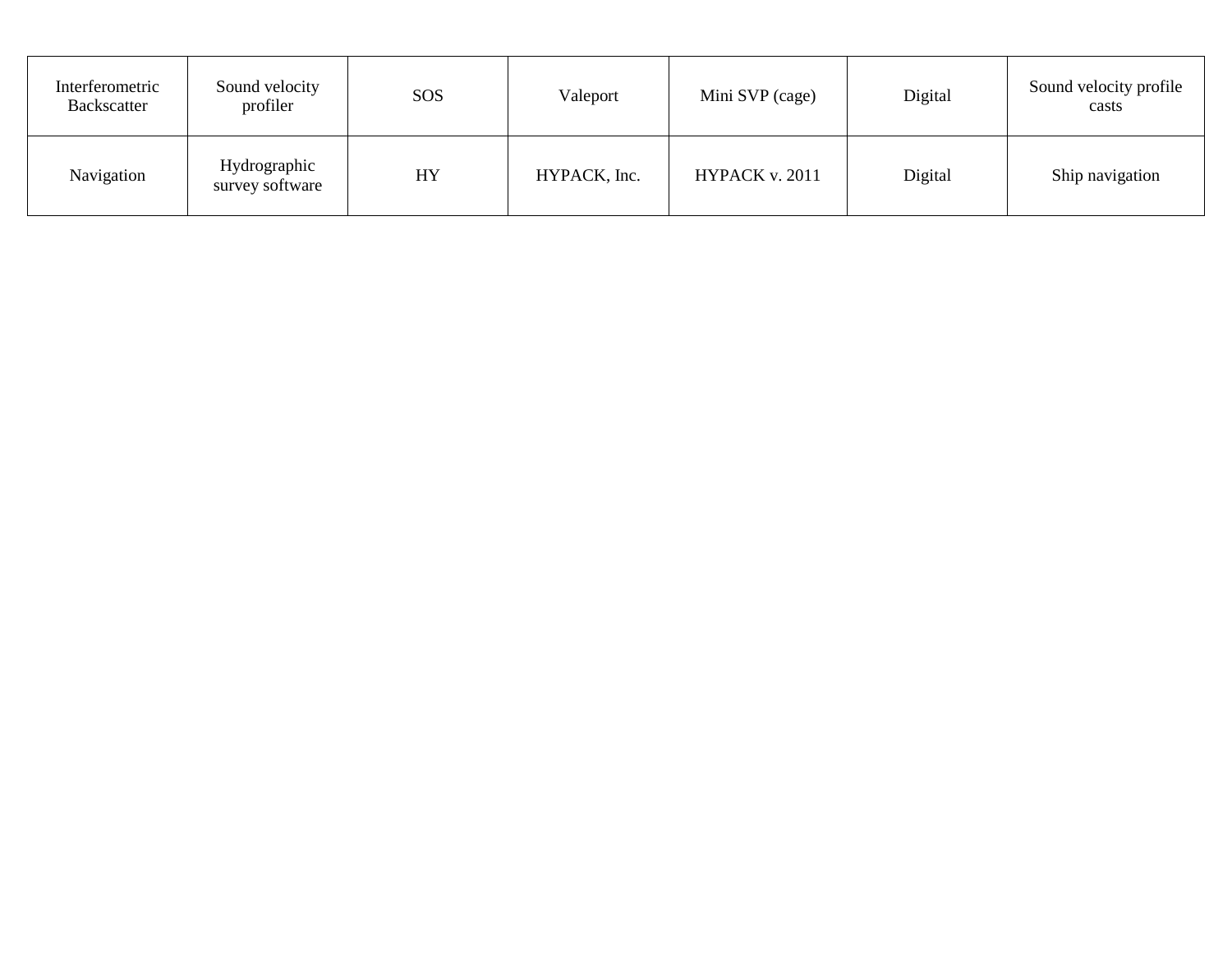| | | | | | | |
|---|---|---|---|---|---|---|
| Interferometric Backscatter | Sound velocity profiler | SOS | Valeport | Mini SVP (cage) | Digital | Sound velocity profile casts |
| Navigation | Hydrographic survey software | HY | HYPACK, Inc. | HYPACK v. 2011 | Digital | Ship navigation |